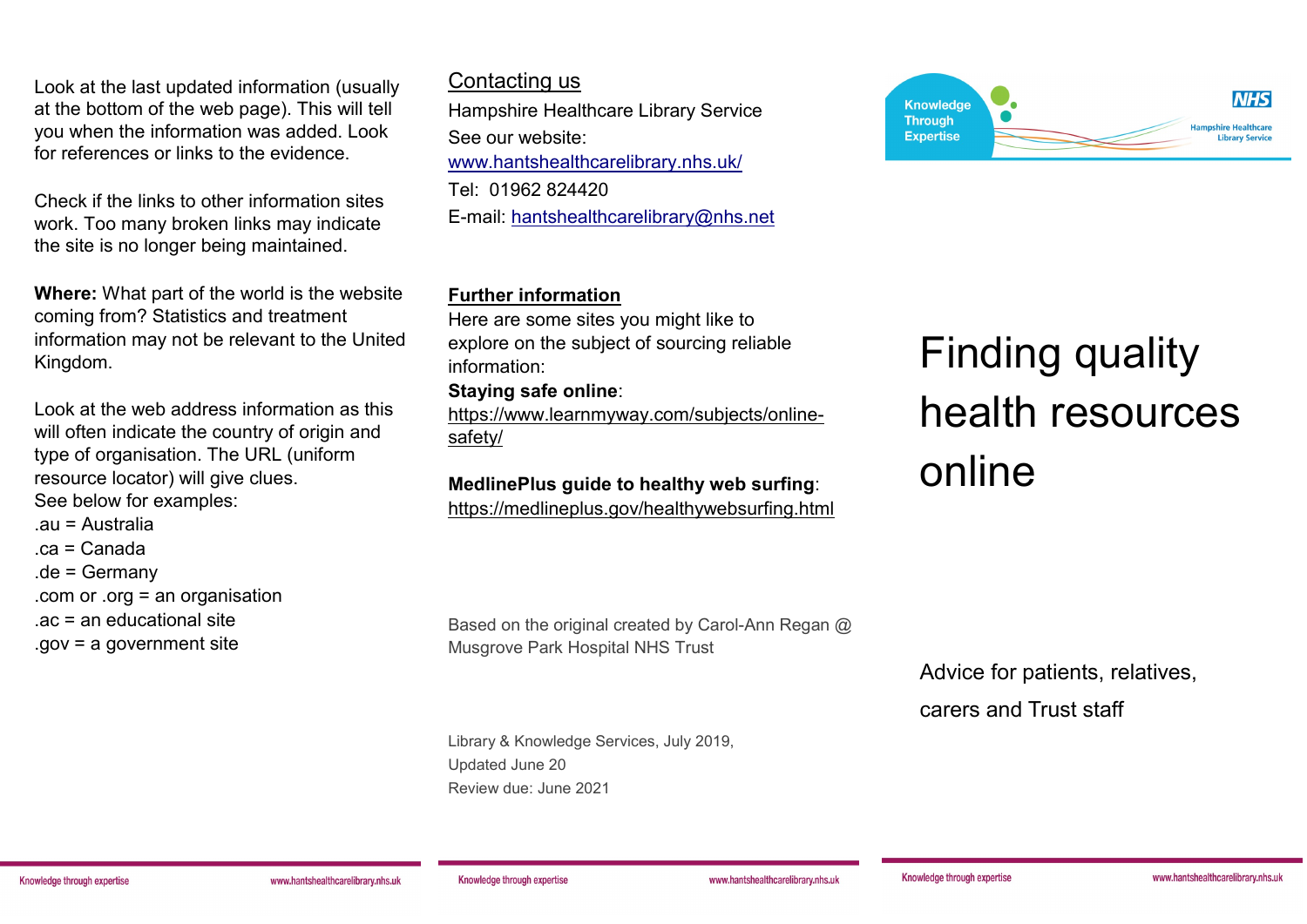Look at the last updated information (usually at the bottom of the web page). This will tell you when the information was added. Look for references or links to the evidence.

Check if the links to other information sites work. Too many broken links may indicate the site is no longer being maintained.

**Where:** What part of the world is the website coming from? Statistics and treatment information may not be relevant to the United Kingdom.

Look at the web address information as this will often indicate the country of origin and type of organisation. The URL (uniform resource locator) will give clues.
See below for examples:
.au = Australia
.ca = Canada
.de = Germany
.com or .org = an organisation
.ac = an educational site
.gov = a government site

## Contacting us

Hampshire Healthcare Library Service
See our website:
www.hantshealthcarelibrary.nhs.uk/
Tel: 01962 824420
E-mail: hantshealthcarelibrary@nhs.net

## Further information

Here are some sites you might like to explore on the subject of sourcing reliable information:

**Staying safe online**:
https://www.learnmyway.com/subjects/online-safety/

**MedlinePlus guide to healthy web surfing**:
https://medlineplus.gov/healthywebsurfing.html

Based on the original created by Carol-Ann Regan @ Musgrove Park Hospital NHS Trust

Library & Knowledge Services, July 2019,
Updated June 20
Review due: June 2021

Knowledge Through Expertise

NHS Hampshire Healthcare Library Service

# Finding quality health resources online

Advice for patients, relatives, carers and Trust staff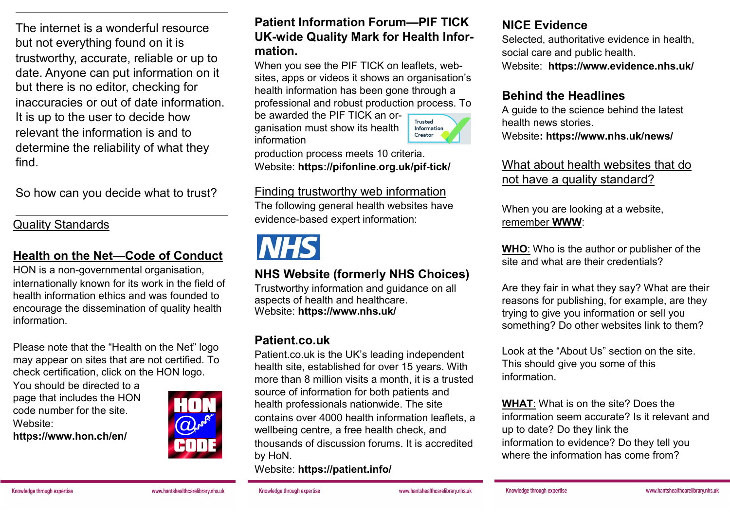The internet is a wonderful resource but not everything found on it is trustworthy, accurate, reliable or up to date. Anyone can put information on it but there is no editor, checking for inaccuracies or out of date information. It is up to the user to decide how relevant the information is and to determine the reliability of what they find.

So how can you decide what to trust?

## Quality Standards

### Health on the Net—Code of Conduct

HON is a non-governmental organisation, internationally known for its work in the field of health information ethics and was founded to encourage the dissemination of quality health information.

Please note that the "Health on the Net" logo may appear on sites that are not certified. To check certification, click on the HON logo. You should be directed to a page that includes the HON code number for the site.

Website:
**https://www.hon.ch/en/**

### Patient Information Forum—PIF TICK UK-wide Quality Mark for Health Information.

When you see the PIF TICK on leaflets, websites, apps or videos it shows an organisation's health information has been gone through a professional and robust production process. To be awarded the PIF TICK an organisation must show its health information production process meets 10 criteria.

Website: **https://pifonline.org.uk/pif-tick/**

## Finding trustworthy web information

The following general health websites have evidence-based expert information:

### NHS Website (formerly NHS Choices)

Trustworthy information and guidance on all aspects of health and healthcare.
Website: **https://www.nhs.uk/**

### Patient.co.uk

Patient.co.uk is the UK's leading independent health site, established for over 15 years. With more than 8 million visits a month, it is a trusted source of information for both patients and health professionals nationwide. The site contains over 4000 health information leaflets, a wellbeing centre, a free health check, and thousands of discussion forums. It is accredited by HoN.
Website: **https://patient.info/**

### NICE Evidence

Selected, authoritative evidence in health, social care and public health.
Website: **https://www.evidence.nhs.uk/**

### Behind the Headlines

A guide to the science behind the latest health news stories.
Website**: https://www.nhs.uk/news/**

## What about health websites that do not have a quality standard?

When you are looking at a website, remember **WWW**:

**WHO**: Who is the author or publisher of the site and what are their credentials?

Are they fair in what they say? What are their reasons for publishing, for example, are they trying to give you information or sell you something? Do other websites link to them?

Look at the "About Us" section on the site. This should give you some of this information.

**WHAT**: What is on the site? Does the information seem accurate? Is it relevant and up to date? Do they link the information to evidence? Do they tell you where the information has come from?